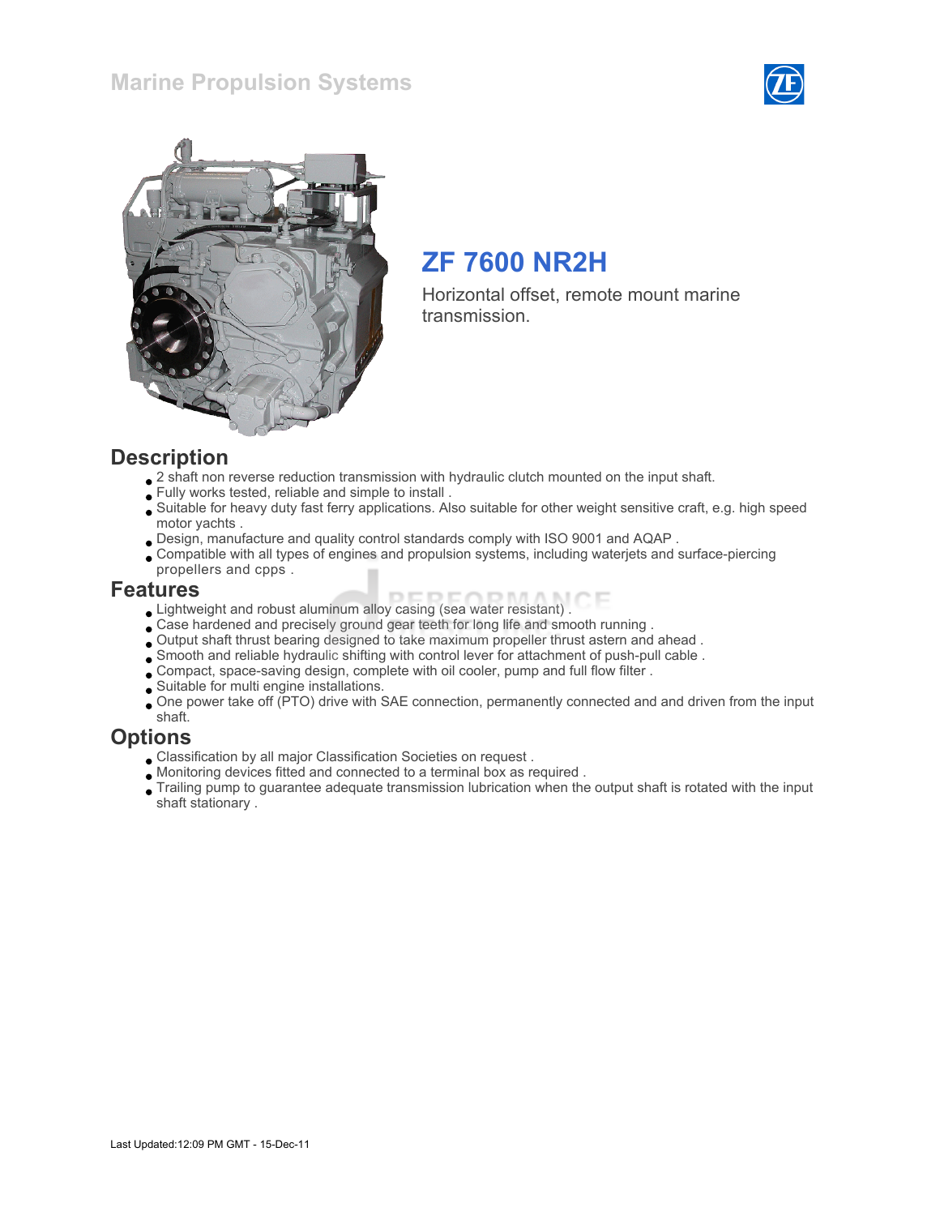# Marine Propulsion Systems

## ZF 7600 NR2H

Horizontal offset, remote mount marine transmission.

## Description

- 2 shaft non reverse reduction transmission with hydraulic clutch mounted on the input shaft.
- Fully works tested, reliable and simple to install .
- Suitable for heavy duty fast ferry applications. Also suitable for other weight sensitive craft, e.g. high speed motor yachts .
- Design, manufacture and quality control standards comply with ISO 9001 and AQAP .
- Compatible with all types of engines and propulsion systems, including waterjets and surface-piercing propellers and cpps .

## Features

- Lightweight and robust aluminum alloy casing (sea water resistant) .
- Case hardened and precisely ground gear teeth for long life and smooth running .
- Output shaft thrust bearing designed to take maximum propeller thrust astern and ahead .
- Smooth and reliable hydraulic shifting with control lever for attachment of push-pull cable .
- Compact, space-saving design, complete with oil cooler, pump and full flow filter .
- Suitable for multi engine installations.
- One power take off (PTO) drive with SAE connection, permanently connected and and driven from the input shaft.

## Options

- Classification by all major Classification Societies on request .
- Monitoring devices fitted and connected to a terminal box as required .
- Trailing pump to guarantee adequate transmission lubrication when the output shaft is rotated with the input shaft stationary .

Last Updated:12:09 PM GMT - 15-Dec-11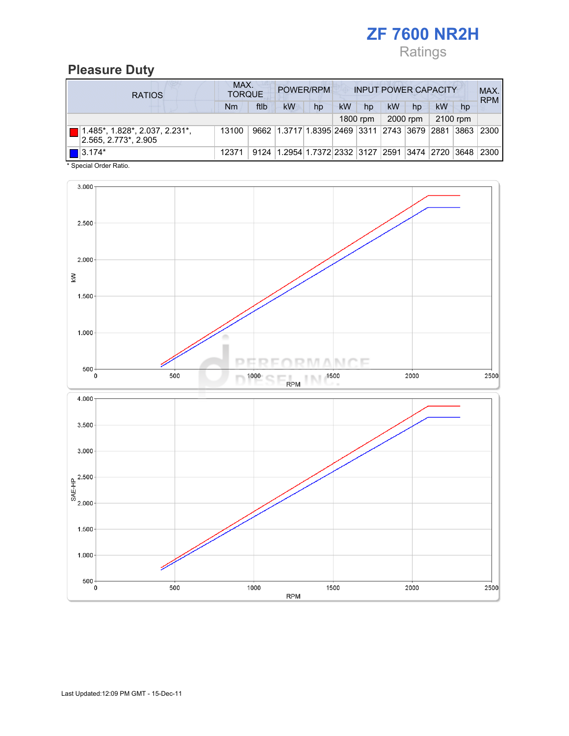# ZF 7600 NR2H

Ratings

## Pleasure Duty

| RATIOS | MAX. TORQUE | | POWER/RPM | | INPUT POWER CAPACITY | | | | | | MAX. RPM |
|---|---|---|---|---|---|---|---|---|---|---|---|
| | Nm | ftlb | kW | hp | kW | hp | kW | hp | kW | hp | |
| | | | | | 1800 rpm | | 2000 rpm | | 2100 rpm | | |
| 1.485*, 1.828*, 2.037, 2.231*, 2.565, 2.773*, 2.905 | 13100 | 9662 | 1.3717 | 1.8395 | 2469 | 3311 | 2743 | 3679 | 2881 | 3863 | 2300 |
| 3.174* | 12371 | 9124 | 1.2954 | 1.7372 | 2332 | 3127 | 2591 | 3474 | 2720 | 3648 | 2300 |

* Special Order Ratio.

kW
3.000
2.500
2.000
1.500
1.000
500
0
500
1000
1500
2000
2500
RPM

SAE-HP
4.000
3.500
3.000
2.500
2.000
1.500
1.000
500
0
500
1000
1500
2000
2500
RPM

Last Updated:12:09 PM GMT - 15-Dec-11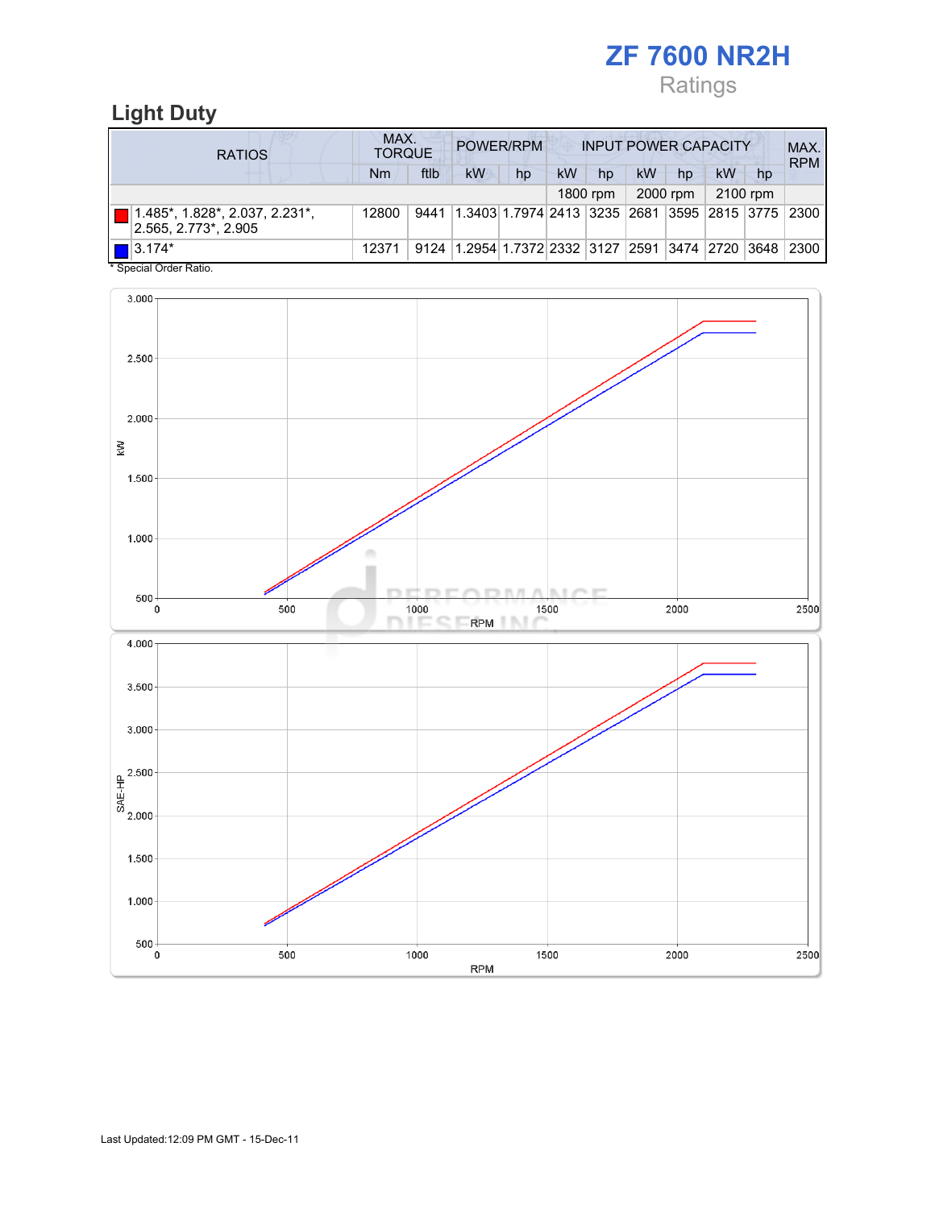# ZF 7600 NR2H

Ratings

## Light Duty

| RATIOS | MAX. TORQUE | | POWER/RPM | | INPUT POWER CAPACITY | | | | | | MAX. RPM |
|---|---|---|---|---|---|---|---|---|---|---|---|
| | Nm | ftlb | kW | hp | kW | hp | kW | hp | kW | hp | |
| | | | | | 1800 rpm | | 2000 rpm | | 2100 rpm | | |
| 1.485*, 1.828*, 2.037, 2.231*, 2.565, 2.773*, 2.905 | 12800 | 9441 | 1.3403 | 1.7974 | 2413 | 3235 | 2681 | 3595 | 2815 | 3775 | 2300 |
| 3.174* | 12371 | 9124 | 1.2954 | 1.7372 | 2332 | 3127 | 2591 | 3474 | 2720 | 3648 | 2300 |

* Special Order Ratio.

kW
3.000
2.500
2.000
1.500
1.000
500
0
500
1000
1500
2000
2500
RPM

SAE-HP
4.000
3.500
3.000
2.500
2.000
1.500
1.000
500
0
500
1000
1500
2000
2500
RPM

Last Updated:12:09 PM GMT - 15-Dec-11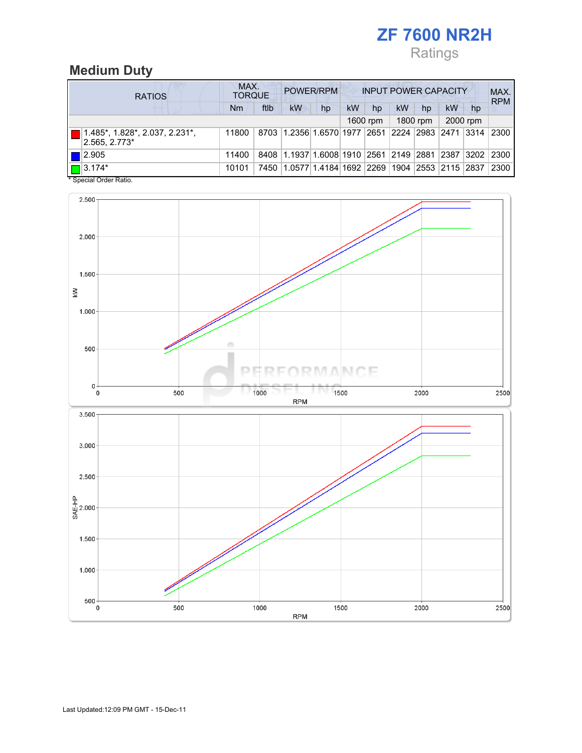# ZF 7600 NR2H

Ratings

## Medium Duty

| RATIOS | MAX. TORQUE | | POWER/RPM | | INPUT POWER CAPACITY | | | | | | MAX. RPM |
|---|---|---|---|---|---|---|---|---|---|---|---|
| | Nm | ftlb | kW | hp | kW | hp | kW | hp | kW | hp | |
| | | | | | 1600 rpm | | 1800 rpm | | 2000 rpm | | |
| 1.485*, 1.828*, 2.037, 2.231*, 2.565, 2.773* | 11800 | 8703 | 1.2356 | 1.6570 | 1977 | 2651 | 2224 | 2983 | 2471 | 3314 | 2300 |
| 2.905 | 11400 | 8408 | 1.1937 | 1.6008 | 1910 | 2561 | 2149 | 2881 | 2387 | 3202 | 2300 |
| 3.174* | 10101 | 7450 | 1.0577 | 1.4184 | 1692 | 2269 | 1904 | 2553 | 2115 | 2837 | 2300 |

* Special Order Ratio.

kW
2.500
2.000
1.500
1.000
500
0
0
500
1000
1500
2000
2500
RPM

SAE-HP
3.500
3.000
2.500
2.000
1.500
1.000
500
0
500
1000
1500
2000
2500
RPM

Last Updated:12:09 PM GMT - 15-Dec-11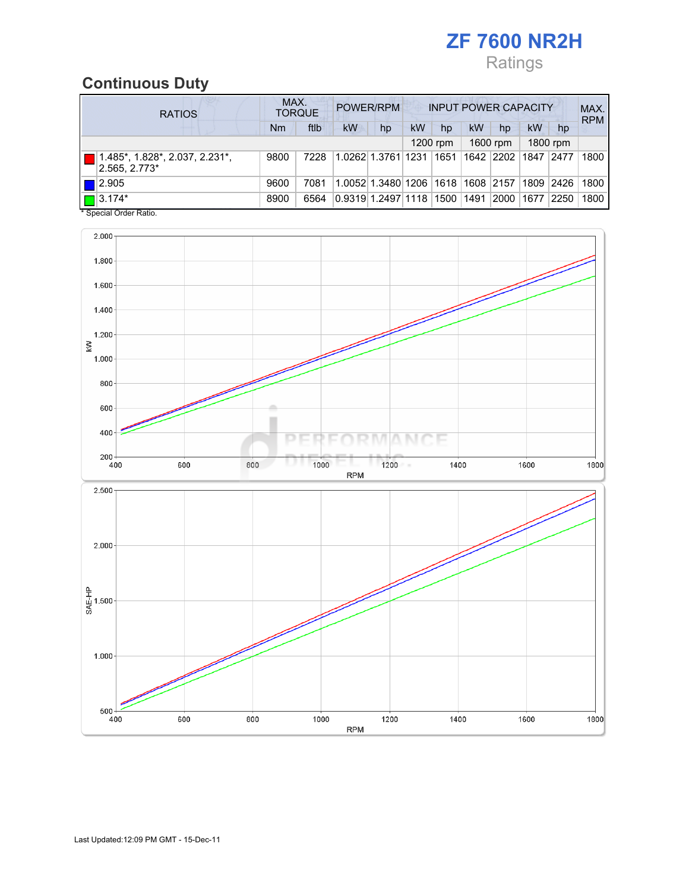# ZF 7600 NR2H

Ratings

## Continuous Duty

| RATIOS | MAX. TORQUE | | POWER/RPM | | INPUT POWER CAPACITY | | | | | | MAX. RPM |
|---|---|---|---|---|---|---|---|---|---|---|---|
| | Nm | ftlb | kW | hp | kW | hp | kW | hp | kW | hp | |
| | | | | | 1200 rpm | | 1600 rpm | | 1800 rpm | | |
| 1.485*, 1.828*, 2.037, 2.231*, 2.565, 2.773* | 9800 | 7228 | 1.0262 | 1.3761 | 1231 | 1651 | 1642 | 2202 | 1847 | 2477 | 1800 |
| 2.905 | 9600 | 7081 | 1.0052 | 1.3480 | 1206 | 1618 | 1608 | 2157 | 1809 | 2426 | 1800 |
| 3.174* | 8900 | 6564 | 0.9319 | 1.2497 | 1118 | 1500 | 1491 | 2000 | 1677 | 2250 | 1800 |

\* Special Order Ratio.

kW
2.000
1.800
1.600
1.400
1.200
1.000
800
600
400
200
400 600 800 1000 1200 1400 1600 1800
RPM

SAE-HP
2.500
2.000
1.500
1.000
500
400 600 800 1000 1200 1400 1600 1800
RPM

Last Updated:12:09 PM GMT - 15-Dec-11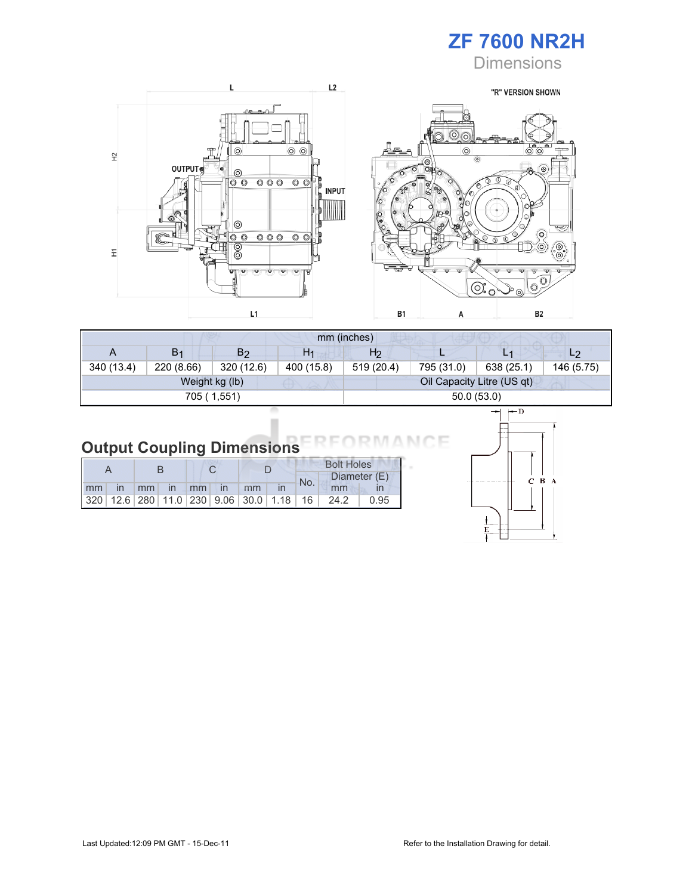# ZF 7600 NR2H

## Dimensions

"R" VERSION SHOWN

| mm (inches) | | | | | | | |
|---|---|---|---|---|---|---|---|
| A | $B_1$ | $B_2$ | $H_1$ | $H_2$ | L | $L_1$ | $L_2$ |
| 340 (13.4) | 220 (8.66) | 320 (12.6) | 400 (15.8) | 519 (20.4) | 795 (31.0) | 638 (25.1) | 146 (5.75) |
| Weight kg (lb) | | | | Oil Capacity Litre (US qt) | | | |
| 705 ( 1,551) | | | | 50.0 (53.0) | | | |

## Output Coupling Dimensions

| A | | B | | C | | D | | Bolt Holes | | |
|---|---|---|---|---|---|---|---|---|---|---|
| | | | | | | | | No. | Diameter (E) | |
| mm | in | mm | in | mm | in | mm | in | | mm | in |
| 320 | 12.6 | 280 | 11.0 | 230 | 9.06 | 30.0 | 1.18 | 16 | 24.2 | 0.95 |

Last Updated:12:09 PM GMT - 15-Dec-11

Refer to the Installation Drawing for detail.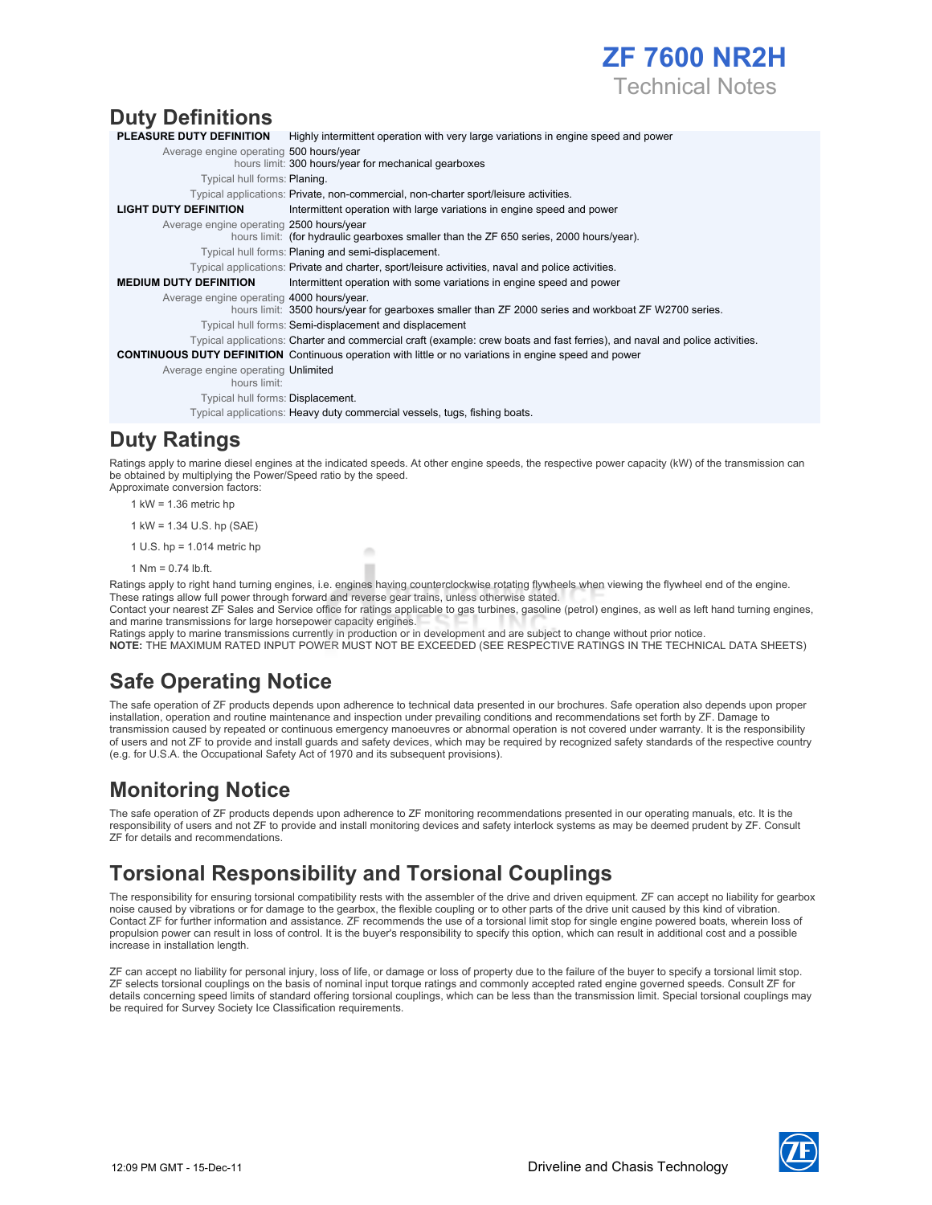# ZF 7600 NR2H

Technical Notes

## Duty Definitions

| | |
|---|---|
| **PLEASURE DUTY DEFINITION** | Highly intermittent operation with very large variations in engine speed and power |
| Average engine operating hours limit: | 500 hours/year<br>300 hours/year for mechanical gearboxes |
| Typical hull forms: | Planing. |
| Typical applications: | Private, non-commercial, non-charter sport/leisure activities. |
| **LIGHT DUTY DEFINITION** | Intermittent operation with large variations in engine speed and power |
| Average engine operating hours limit: | 2500 hours/year<br>(for hydraulic gearboxes smaller than the ZF 650 series, 2000 hours/year). |
| Typical hull forms: | Planing and semi-displacement. |
| Typical applications: | Private and charter, sport/leisure activities, naval and police activities. |
| **MEDIUM DUTY DEFINITION** | Intermittent operation with some variations in engine speed and power |
| Average engine operating hours limit: | 4000 hours/year.<br>3500 hours/year for gearboxes smaller than ZF 2000 series and workboat ZF W2700 series. |
| Typical hull forms: | Semi-displacement and displacement |
| Typical applications: | Charter and commercial craft (example: crew boats and fast ferries), and naval and police activities. |
| **CONTINUOUS DUTY DEFINITION** | Continuous operation with little or no variations in engine speed and power |
| Average engine operating hours limit: | Unlimited |
| Typical hull forms: | Displacement. |
| Typical applications: | Heavy duty commercial vessels, tugs, fishing boats. |

## Duty Ratings

Ratings apply to marine diesel engines at the indicated speeds. At other engine speeds, the respective power capacity (kW) of the transmission can be obtained by multiplying the Power/Speed ratio by the speed.
Approximate conversion factors:

- 1 kW = 1.36 metric hp
- 1 kW = 1.34 U.S. hp (SAE)
- 1 U.S. hp = 1.014 metric hp
- 1 Nm = 0.74 lb.ft.

Ratings apply to right hand turning engines, i.e. engines having counterclockwise rotating flywheels when viewing the flywheel end of the engine.
These ratings allow full power through forward and reverse gear trains, unless otherwise stated.
Contact your nearest ZF Sales and Service office for ratings applicable to gas turbines, gasoline (petrol) engines, as well as left hand turning engines, and marine transmissions for large horsepower capacity engines.
Ratings apply to marine transmissions currently in production or in development and are subject to change without prior notice.
**NOTE:** THE MAXIMUM RATED INPUT POWER MUST NOT BE EXCEEDED (SEE RESPECTIVE RATINGS IN THE TECHNICAL DATA SHEETS)

## Safe Operating Notice

The safe operation of ZF products depends upon adherence to technical data presented in our brochures. Safe operation also depends upon proper installation, operation and routine maintenance and inspection under prevailing conditions and recommendations set forth by ZF. Damage to transmission caused by repeated or continuous emergency manoeuvres or abnormal operation is not covered under warranty. It is the responsibility of users and not ZF to provide and install guards and safety devices, which may be required by recognized safety standards of the respective country (e.g. for U.S.A. the Occupational Safety Act of 1970 and its subsequent provisions).

## Monitoring Notice

The safe operation of ZF products depends upon adherence to ZF monitoring recommendations presented in our operating manuals, etc. It is the responsibility of users and not ZF to provide and install monitoring devices and safety interlock systems as may be deemed prudent by ZF. Consult ZF for details and recommendations.

## Torsional Responsibility and Torsional Couplings

The responsibility for ensuring torsional compatibility rests with the assembler of the drive and driven equipment. ZF can accept no liability for gearbox noise caused by vibrations or for damage to the gearbox, the flexible coupling or to other parts of the drive unit caused by this kind of vibration. Contact ZF for further information and assistance. ZF recommends the use of a torsional limit stop for single engine powered boats, wherein loss of propulsion power can result in loss of control. It is the buyer's responsibility to specify this option, which can result in additional cost and a possible increase in installation length.

ZF can accept no liability for personal injury, loss of life, or damage or loss of property due to the failure of the buyer to specify a torsional limit stop. ZF selects torsional couplings on the basis of nominal input torque ratings and commonly accepted rated engine governed speeds. Consult ZF for details concerning speed limits of standard offering torsional couplings, which can be less than the transmission limit. Special torsional couplings may be required for Survey Society Ice Classification requirements.